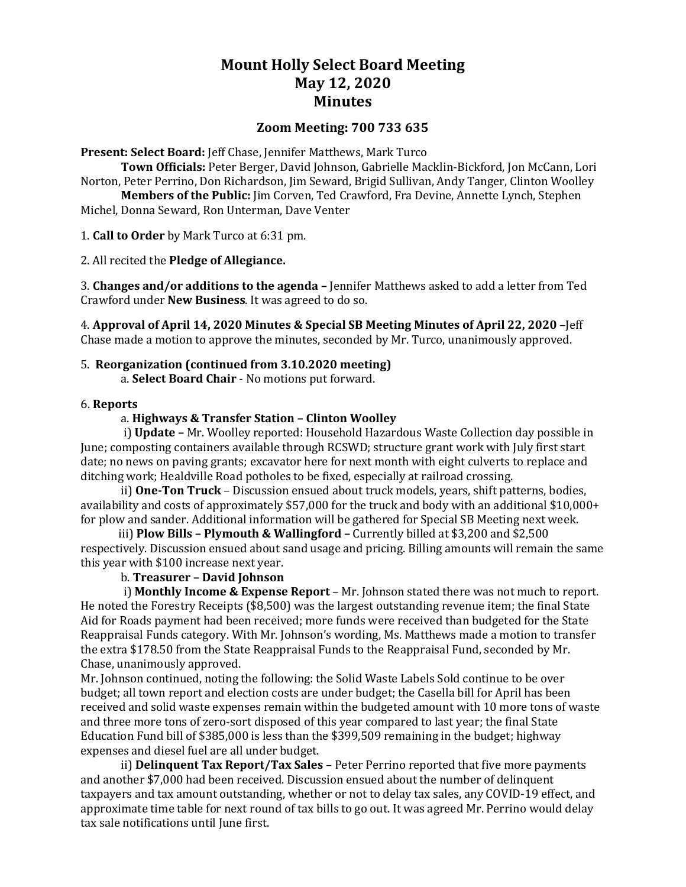# Mount Holly Select Board Meeting
# May 12, 2020
# Minutes

## Zoom Meeting: 700 733 635

**Present: Select Board:** Jeff Chase, Jennifer Matthews, Mark Turco

**Town Officials:** Peter Berger, David Johnson, Gabrielle Macklin-Bickford, Jon McCann, Lori Norton, Peter Perrino, Don Richardson, Jim Seward, Brigid Sullivan, Andy Tanger, Clinton Woolley

**Members of the Public:** Jim Corven, Ted Crawford, Fra Devine, Annette Lynch, Stephen Michel, Donna Seward, Ron Unterman, Dave Venter

1. **Call to Order** by Mark Turco at 6:31 pm.

2. All recited the **Pledge of Allegiance.**

3. **Changes and/or additions to the agenda –** Jennifer Matthews asked to add a letter from Ted Crawford under **New Business**. It was agreed to do so.

4. **Approval of April 14, 2020 Minutes & Special SB Meeting Minutes of April 22, 2020** –Jeff Chase made a motion to approve the minutes, seconded by Mr. Turco, unanimously approved.

5. **Reorganization (continued from 3.10.2020 meeting)**

a. **Select Board Chair** - No motions put forward.

6. **Reports**

a. **Highways & Transfer Station – Clinton Woolley**

i) **Update –** Mr. Woolley reported: Household Hazardous Waste Collection day possible in June; composting containers available through RCSWD; structure grant work with July first start date; no news on paving grants; excavator here for next month with eight culverts to replace and ditching work; Healdville Road potholes to be fixed, especially at railroad crossing.

ii) **One-Ton Truck** – Discussion ensued about truck models, years, shift patterns, bodies, availability and costs of approximately $57,000 for the truck and body with an additional $10,000+ for plow and sander. Additional information will be gathered for Special SB Meeting next week.

iii) **Plow Bills – Plymouth & Wallingford –** Currently billed at $3,200 and $2,500 respectively. Discussion ensued about sand usage and pricing. Billing amounts will remain the same this year with $100 increase next year.

b. **Treasurer – David Johnson**

i) **Monthly Income & Expense Report** – Mr. Johnson stated there was not much to report. He noted the Forestry Receipts ($8,500) was the largest outstanding revenue item; the final State Aid for Roads payment had been received; more funds were received than budgeted for the State Reappraisal Funds category. With Mr. Johnson's wording, Ms. Matthews made a motion to transfer the extra $178.50 from the State Reappraisal Funds to the Reappraisal Fund, seconded by Mr. Chase, unanimously approved.

Mr. Johnson continued, noting the following: the Solid Waste Labels Sold continue to be over budget; all town report and election costs are under budget; the Casella bill for April has been received and solid waste expenses remain within the budgeted amount with 10 more tons of waste and three more tons of zero-sort disposed of this year compared to last year; the final State Education Fund bill of $385,000 is less than the $399,509 remaining in the budget; highway expenses and diesel fuel are all under budget.

ii) **Delinquent Tax Report/Tax Sales** – Peter Perrino reported that five more payments and another $7,000 had been received. Discussion ensued about the number of delinquent taxpayers and tax amount outstanding, whether or not to delay tax sales, any COVID-19 effect, and approximate time table for next round of tax bills to go out. It was agreed Mr. Perrino would delay tax sale notifications until June first.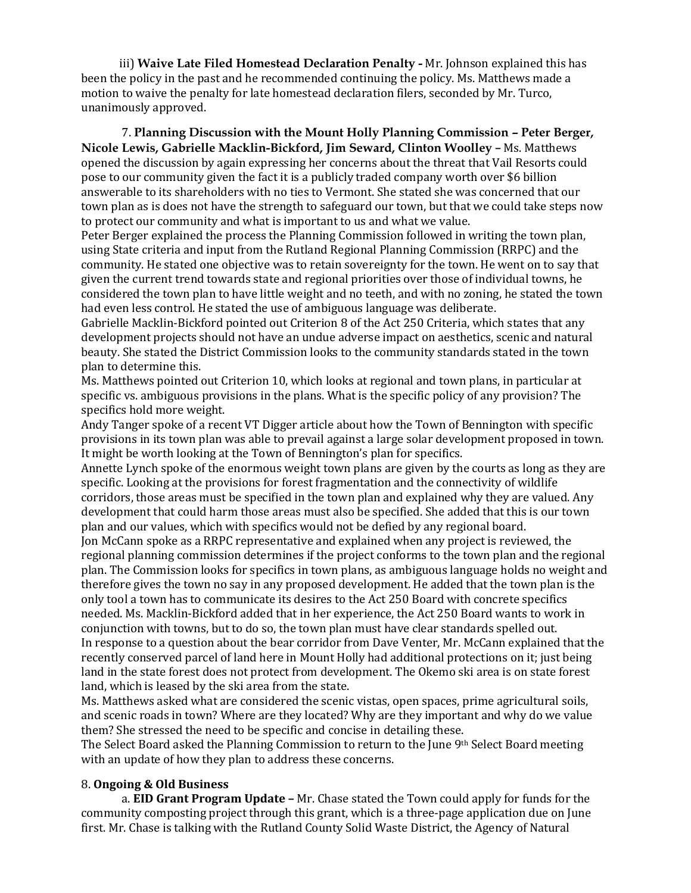iii) **Waive Late Filed Homestead Declaration Penalty -** Mr. Johnson explained this has been the policy in the past and he recommended continuing the policy. Ms. Matthews made a motion to waive the penalty for late homestead declaration filers, seconded by Mr. Turco, unanimously approved.

7. **Planning Discussion with the Mount Holly Planning Commission – Peter Berger, Nicole Lewis, Gabrielle Macklin-Bickford, Jim Seward, Clinton Woolley –** Ms. Matthews opened the discussion by again expressing her concerns about the threat that Vail Resorts could pose to our community given the fact it is a publicly traded company worth over $6 billion answerable to its shareholders with no ties to Vermont. She stated she was concerned that our town plan as is does not have the strength to safeguard our town, but that we could take steps now to protect our community and what is important to us and what we value.

Peter Berger explained the process the Planning Commission followed in writing the town plan, using State criteria and input from the Rutland Regional Planning Commission (RRPC) and the community. He stated one objective was to retain sovereignty for the town. He went on to say that given the current trend towards state and regional priorities over those of individual towns, he considered the town plan to have little weight and no teeth, and with no zoning, he stated the town had even less control. He stated the use of ambiguous language was deliberate.

Gabrielle Macklin-Bickford pointed out Criterion 8 of the Act 250 Criteria, which states that any development projects should not have an undue adverse impact on aesthetics, scenic and natural beauty. She stated the District Commission looks to the community standards stated in the town plan to determine this.

Ms. Matthews pointed out Criterion 10, which looks at regional and town plans, in particular at specific vs. ambiguous provisions in the plans. What is the specific policy of any provision? The specifics hold more weight.

Andy Tanger spoke of a recent VT Digger article about how the Town of Bennington with specific provisions in its town plan was able to prevail against a large solar development proposed in town. It might be worth looking at the Town of Bennington's plan for specifics.

Annette Lynch spoke of the enormous weight town plans are given by the courts as long as they are specific. Looking at the provisions for forest fragmentation and the connectivity of wildlife corridors, those areas must be specified in the town plan and explained why they are valued. Any development that could harm those areas must also be specified. She added that this is our town plan and our values, which with specifics would not be defied by any regional board.

Jon McCann spoke as a RRPC representative and explained when any project is reviewed, the regional planning commission determines if the project conforms to the town plan and the regional plan. The Commission looks for specifics in town plans, as ambiguous language holds no weight and therefore gives the town no say in any proposed development. He added that the town plan is the only tool a town has to communicate its desires to the Act 250 Board with concrete specifics needed. Ms. Macklin-Bickford added that in her experience, the Act 250 Board wants to work in conjunction with towns, but to do so, the town plan must have clear standards spelled out.

In response to a question about the bear corridor from Dave Venter, Mr. McCann explained that the recently conserved parcel of land here in Mount Holly had additional protections on it; just being land in the state forest does not protect from development. The Okemo ski area is on state forest land, which is leased by the ski area from the state.

Ms. Matthews asked what are considered the scenic vistas, open spaces, prime agricultural soils, and scenic roads in town? Where are they located? Why are they important and why do we value them? She stressed the need to be specific and concise in detailing these.

The Select Board asked the Planning Commission to return to the June 9th Select Board meeting with an update of how they plan to address these concerns.

8. **Ongoing & Old Business**

a. **EID Grant Program Update –** Mr. Chase stated the Town could apply for funds for the community composting project through this grant, which is a three-page application due on June first. Mr. Chase is talking with the Rutland County Solid Waste District, the Agency of Natural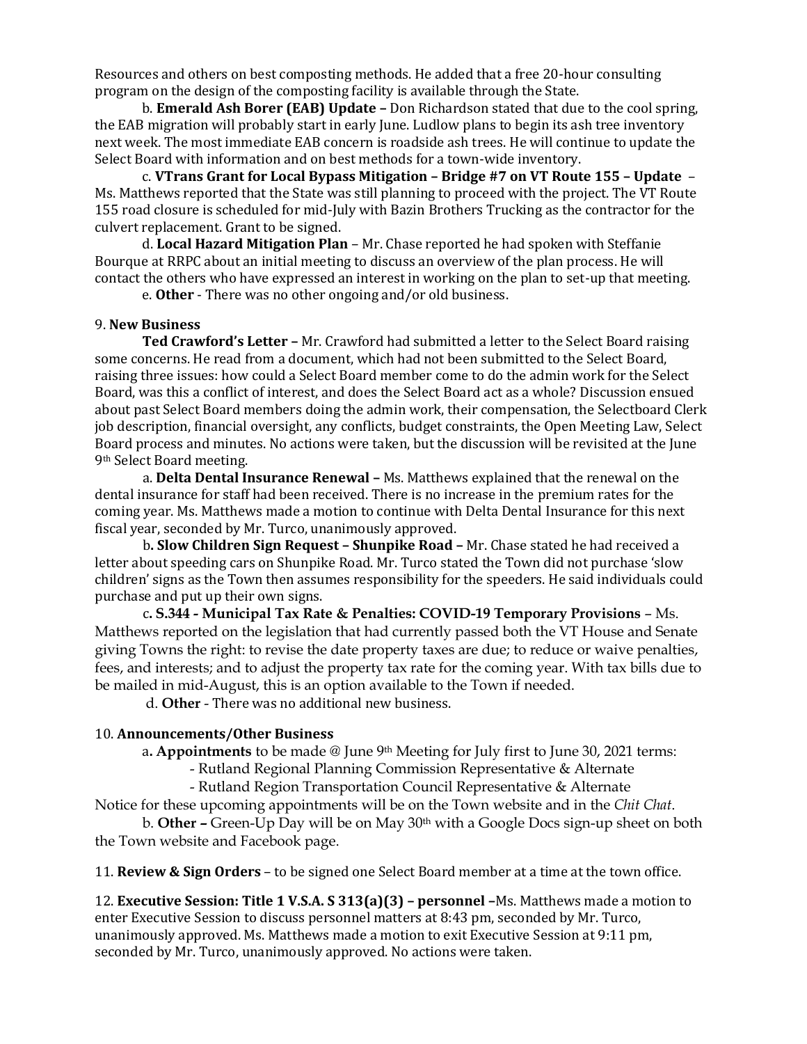Resources and others on best composting methods. He added that a free 20-hour consulting program on the design of the composting facility is available through the State.

b. **Emerald Ash Borer (EAB) Update –** Don Richardson stated that due to the cool spring, the EAB migration will probably start in early June. Ludlow plans to begin its ash tree inventory next week. The most immediate EAB concern is roadside ash trees. He will continue to update the Select Board with information and on best methods for a town-wide inventory.

c. **VTrans Grant for Local Bypass Mitigation – Bridge #7 on VT Route 155 – Update** – Ms. Matthews reported that the State was still planning to proceed with the project. The VT Route 155 road closure is scheduled for mid-July with Bazin Brothers Trucking as the contractor for the culvert replacement. Grant to be signed.

d. **Local Hazard Mitigation Plan** – Mr. Chase reported he had spoken with Steffanie Bourque at RRPC about an initial meeting to discuss an overview of the plan process. He will contact the others who have expressed an interest in working on the plan to set-up that meeting.

e. **Other** - There was no other ongoing and/or old business.

9. **New Business**

**Ted Crawford's Letter –** Mr. Crawford had submitted a letter to the Select Board raising some concerns. He read from a document, which had not been submitted to the Select Board, raising three issues: how could a Select Board member come to do the admin work for the Select Board, was this a conflict of interest, and does the Select Board act as a whole? Discussion ensued about past Select Board members doing the admin work, their compensation, the Selectboard Clerk job description, financial oversight, any conflicts, budget constraints, the Open Meeting Law, Select Board process and minutes. No actions were taken, but the discussion will be revisited at the June 9th Select Board meeting.

a. **Delta Dental Insurance Renewal –** Ms. Matthews explained that the renewal on the dental insurance for staff had been received. There is no increase in the premium rates for the coming year. Ms. Matthews made a motion to continue with Delta Dental Insurance for this next fiscal year, seconded by Mr. Turco, unanimously approved.

b**. Slow Children Sign Request – Shunpike Road –** Mr. Chase stated he had received a letter about speeding cars on Shunpike Road. Mr. Turco stated the Town did not purchase 'slow children' signs as the Town then assumes responsibility for the speeders. He said individuals could purchase and put up their own signs.

c**. S.344 - Municipal Tax Rate & Penalties: COVID-19 Temporary Provisions** – Ms. Matthews reported on the legislation that had currently passed both the VT House and Senate giving Towns the right: to revise the date property taxes are due; to reduce or waive penalties, fees, and interests; and to adjust the property tax rate for the coming year. With tax bills due to be mailed in mid-August, this is an option available to the Town if needed.

d. **Other** - There was no additional new business.

10. **Announcements/Other Business**

a**. Appointments** to be made @ June 9th Meeting for July first to June 30, 2021 terms:

- Rutland Regional Planning Commission Representative & Alternate
- Rutland Region Transportation Council Representative & Alternate

Notice for these upcoming appointments will be on the Town website and in the *Chit Chat*.

b. **Other –** Green-Up Day will be on May 30th with a Google Docs sign-up sheet on both the Town website and Facebook page.

11. **Review & Sign Orders** – to be signed one Select Board member at a time at the town office.

12. **Executive Session: Title 1 V.S.A. S 313(a)(3) – personnel –**Ms. Matthews made a motion to enter Executive Session to discuss personnel matters at 8:43 pm, seconded by Mr. Turco, unanimously approved. Ms. Matthews made a motion to exit Executive Session at 9:11 pm, seconded by Mr. Turco, unanimously approved. No actions were taken.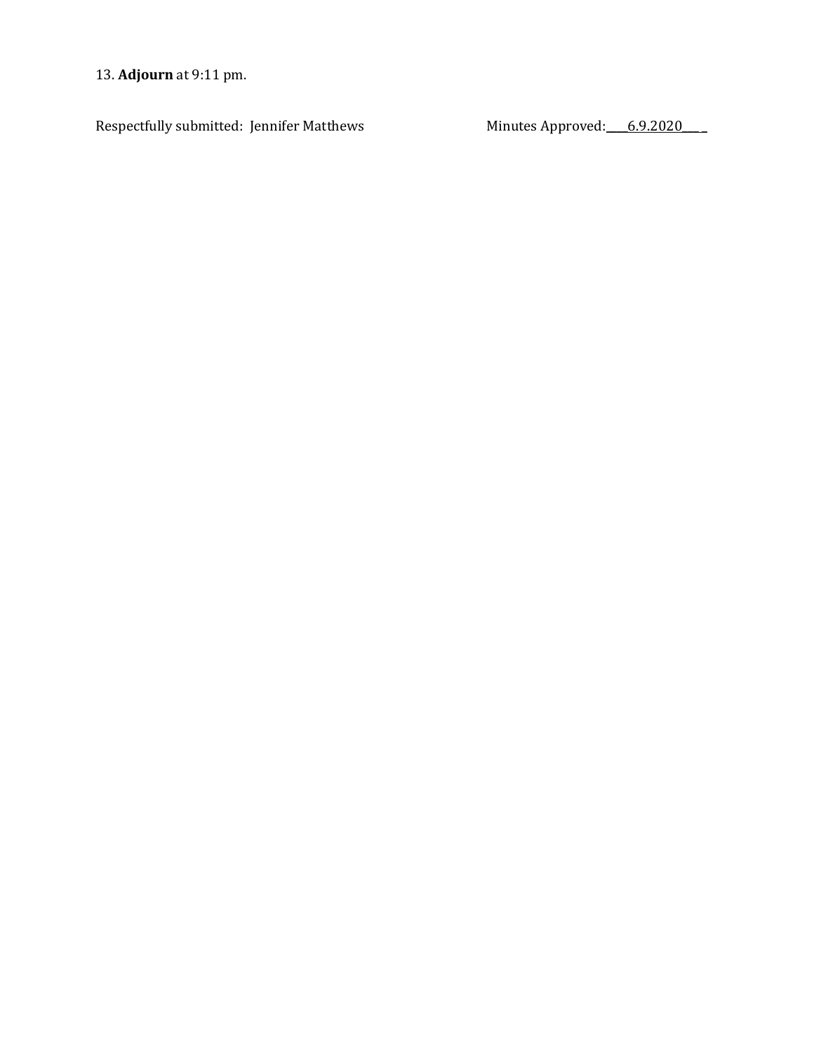13. **Adjourn** at 9:11 pm.

Respectfully submitted: Jennifer Matthews

Minutes Approved: 6.9.2020